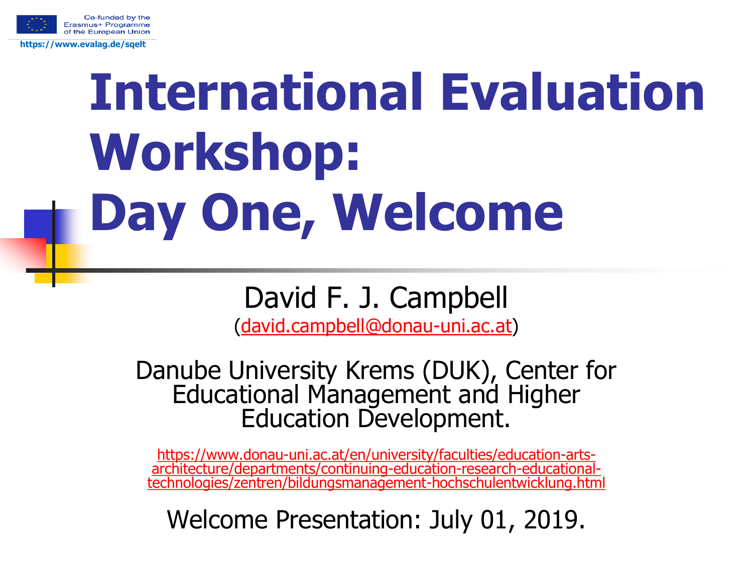Co-funded by the Erasmus+ Programme of the European Union

https://www.evalag.de/sqelt

# International Evaluation Workshop: Day One, Welcome

David F. J. Campbell

(david.campbell@donau-uni.ac.at)

Danube University Krems (DUK), Center for Educational Management and Higher Education Development.

https://www.donau-uni.ac.at/en/university/faculties/education-arts-architecture/departments/continuing-education-research-educational-technologies/zentren/bildungsmanagement-hochschulentwicklung.html

Welcome Presentation: July 01, 2019.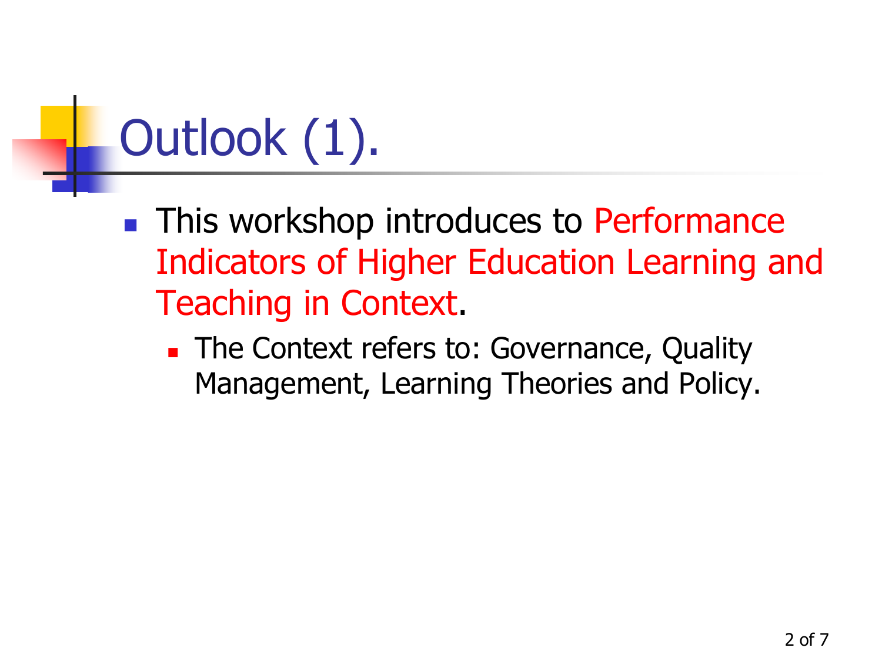# Outlook (1).

- This workshop introduces to Performance Indicators of Higher Education Learning and Teaching in Context.
  - The Context refers to: Governance, Quality Management, Learning Theories and Policy.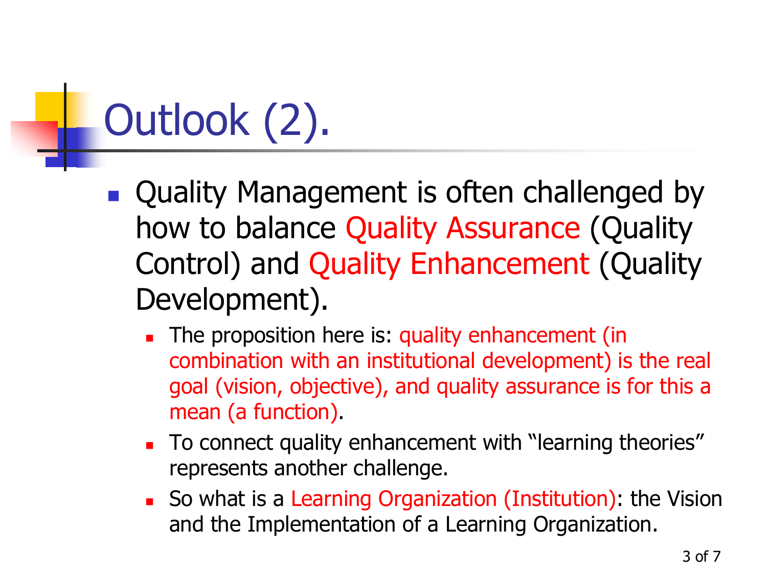# Outlook (2).

- Quality Management is often challenged by how to balance Quality Assurance (Quality Control) and Quality Enhancement (Quality Development).
  - The proposition here is: quality enhancement (in combination with an institutional development) is the real goal (vision, objective), and quality assurance is for this a mean (a function).
  - To connect quality enhancement with "learning theories" represents another challenge.
  - So what is a Learning Organization (Institution): the Vision and the Implementation of a Learning Organization.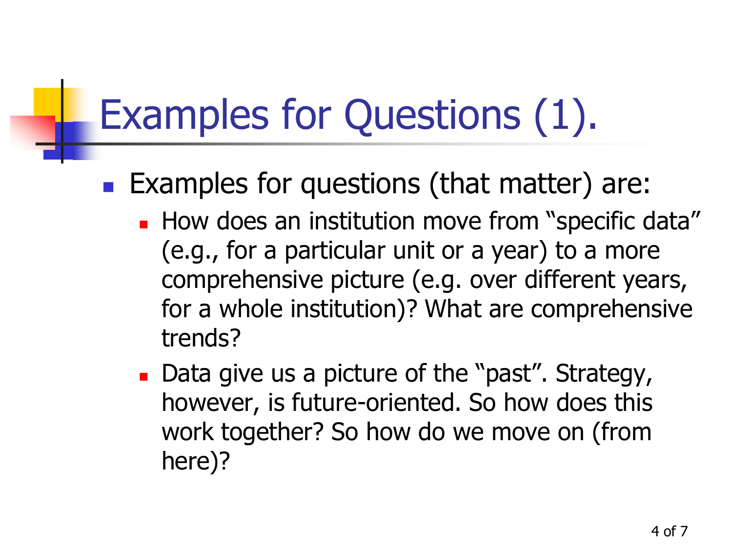# Examples for Questions (1).

- Examples for questions (that matter) are:
  - How does an institution move from “specific data” (e.g., for a particular unit or a year) to a more comprehensive picture (e.g. over different years, for a whole institution)? What are comprehensive trends?
  - Data give us a picture of the “past”. Strategy, however, is future-oriented. So how does this work together? So how do we move on (from here)?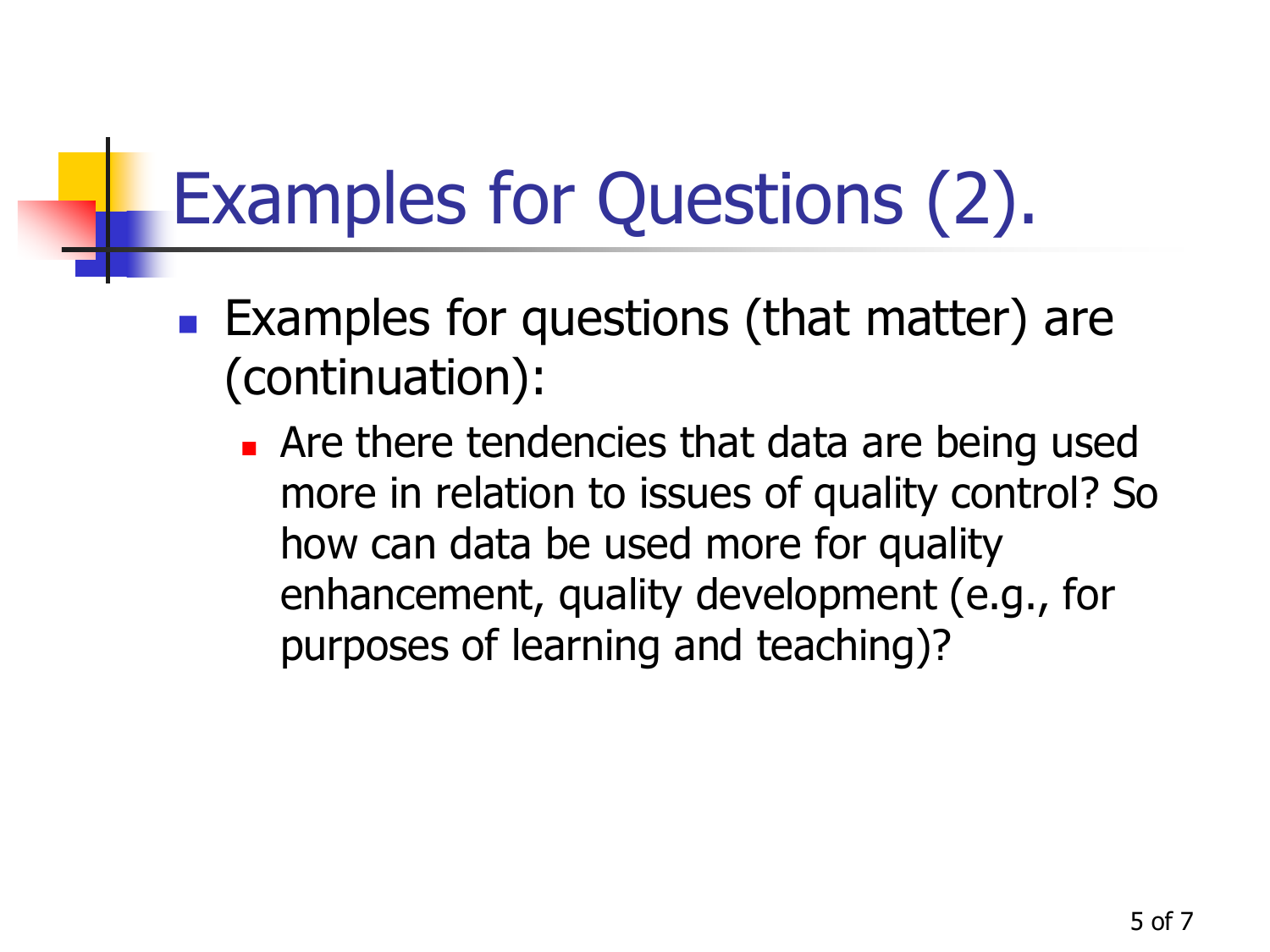# Examples for Questions (2).

- Examples for questions (that matter) are (continuation):
  - Are there tendencies that data are being used more in relation to issues of quality control? So how can data be used more for quality enhancement, quality development (e.g., for purposes of learning and teaching)?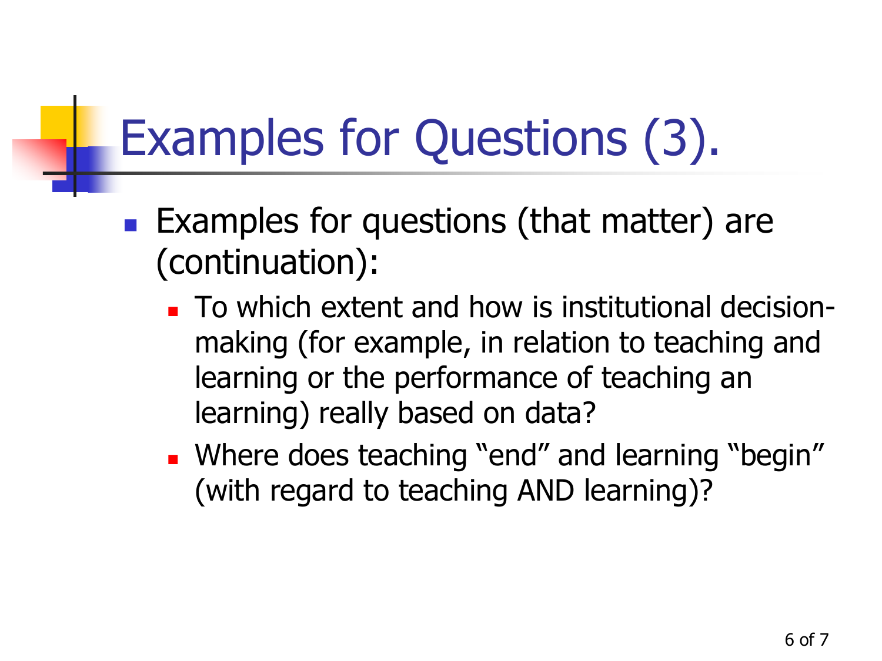# Examples for Questions (3).

- Examples for questions (that matter) are (continuation):
  - To which extent and how is institutional decision-making (for example, in relation to teaching and learning or the performance of teaching an learning) really based on data?
  - Where does teaching "end" and learning "begin" (with regard to teaching AND learning)?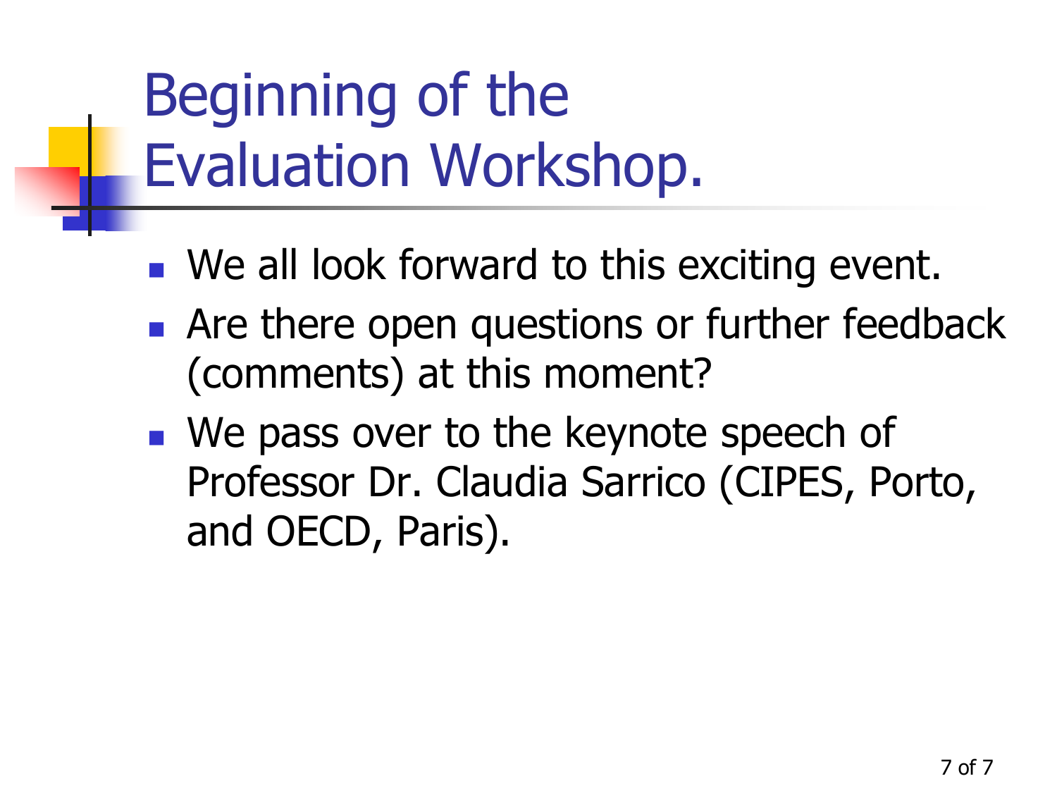# Beginning of the Evaluation Workshop.

- We all look forward to this exciting event.
- Are there open questions or further feedback (comments) at this moment?
- We pass over to the keynote speech of Professor Dr. Claudia Sarrico (CIPES, Porto, and OECD, Paris).